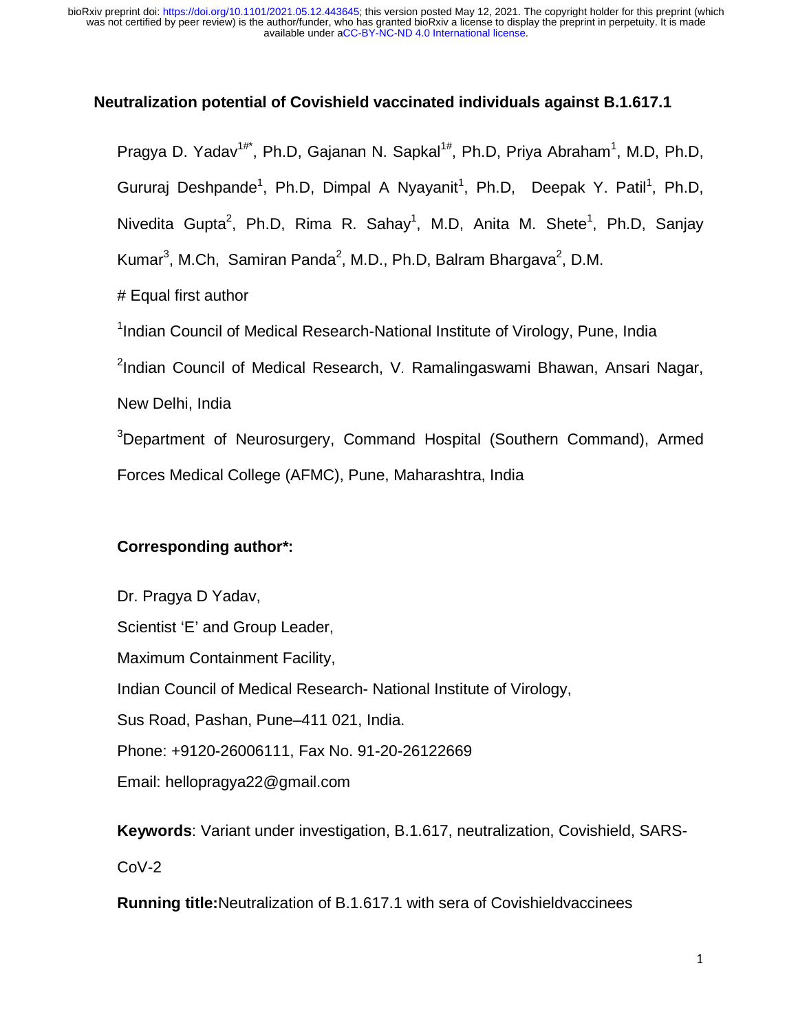# Neutralization potential of Covishield vaccinated individuals against B.1.617.1

Pragya D. Yadav[1#*], Ph.D, Gajanan N. Sapkal[1#], Ph.D, Priya Abraham[1], M.D, Ph.D, Gururaj Deshpande[1], Ph.D, Dimpal A Nyayanit[1], Ph.D, Deepak Y. Patil[1], Ph.D, Nivedita Gupta[2], Ph.D, Rima R. Sahay[1], M.D, Anita M. Shete[1], Ph.D, Sanjay Kumar[3], M.Ch, Samiran Panda[2], M.D., Ph.D, Balram Bhargava[2], D.M.

# Equal first author

[1]Indian Council of Medical Research-National Institute of Virology, Pune, India

[2]Indian Council of Medical Research, V. Ramalingaswami Bhawan, Ansari Nagar, New Delhi, India

[3]Department of Neurosurgery, Command Hospital (Southern Command), Armed Forces Medical College (AFMC), Pune, Maharashtra, India

**Corresponding author*:**

Dr. Pragya D Yadav,

Scientist 'E' and Group Leader,

Maximum Containment Facility,

Indian Council of Medical Research- National Institute of Virology,

Sus Road, Pashan, Pune–411 021, India.

Phone: +9120-26006111, Fax No. 91-20-26122669

Email: hellopragya22@gmail.com

**Keywords**: Variant under investigation, B.1.617, neutralization, Covishield, SARS-CoV-2

**Running title:**Neutralization of B.1.617.1 with sera of Covishieldvaccinees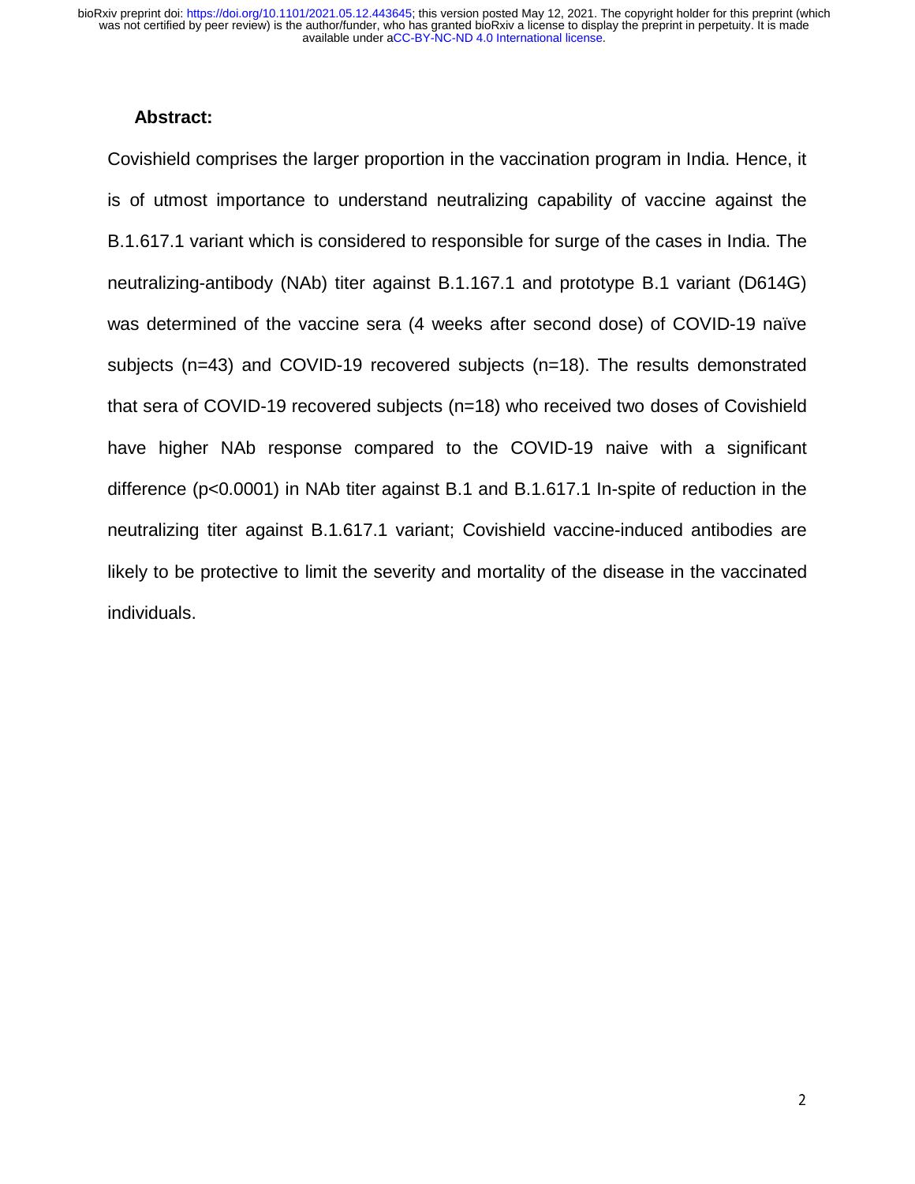## Abstract:

Covishield comprises the larger proportion in the vaccination program in India. Hence, it is of utmost importance to understand neutralizing capability of vaccine against the B.1.617.1 variant which is considered to responsible for surge of the cases in India. The neutralizing-antibody (NAb) titer against B.1.167.1 and prototype B.1 variant (D614G) was determined of the vaccine sera (4 weeks after second dose) of COVID-19 naïve subjects (n=43) and COVID-19 recovered subjects (n=18). The results demonstrated that sera of COVID-19 recovered subjects (n=18) who received two doses of Covishield have higher NAb response compared to the COVID-19 naive with a significant difference ($p<0.0001$) in NAb titer against B.1 and B.1.617.1 In-spite of reduction in the neutralizing titer against B.1.617.1 variant; Covishield vaccine-induced antibodies are likely to be protective to limit the severity and mortality of the disease in the vaccinated individuals.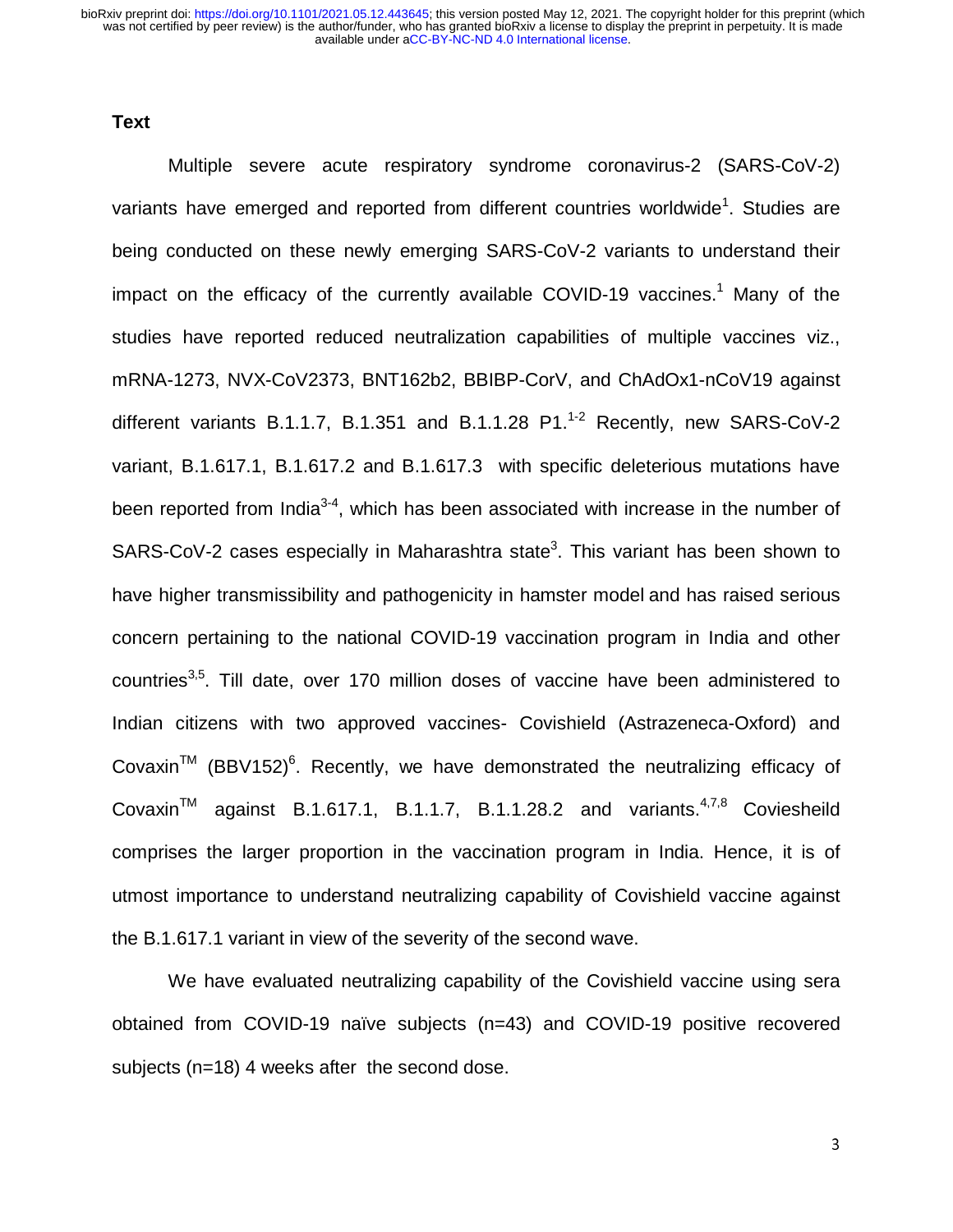## Text

Multiple severe acute respiratory syndrome coronavirus-2 (SARS-CoV-2) variants have emerged and reported from different countries worldwide[1]. Studies are being conducted on these newly emerging SARS-CoV-2 variants to understand their impact on the efficacy of the currently available COVID-19 vaccines.[1] Many of the studies have reported reduced neutralization capabilities of multiple vaccines viz., mRNA-1273, NVX-CoV2373, BNT162b2, BBIBP-CorV, and ChAdOx1-nCoV19 against different variants B.1.1.7, B.1.351 and B.1.1.28 P1.[1-2] Recently, new SARS-CoV-2 variant, B.1.617.1, B.1.617.2 and B.1.617.3 with specific deleterious mutations have been reported from India[3-4], which has been associated with increase in the number of SARS-CoV-2 cases especially in Maharashtra state[3]. This variant has been shown to have higher transmissibility and pathogenicity in hamster model and has raised serious concern pertaining to the national COVID-19 vaccination program in India and other countries[3,5]. Till date, over 170 million doses of vaccine have been administered to Indian citizens with two approved vaccines- Covishield (Astrazeneca-Oxford) and Covaxin™ (BBV152)[6]. Recently, we have demonstrated the neutralizing efficacy of Covaxin™ against B.1.617.1, B.1.1.7, B.1.1.28.2 and variants.[4,7,8] Coviesheild comprises the larger proportion in the vaccination program in India. Hence, it is of utmost importance to understand neutralizing capability of Covishield vaccine against the B.1.617.1 variant in view of the severity of the second wave.

We have evaluated neutralizing capability of the Covishield vaccine using sera obtained from COVID-19 naïve subjects (n=43) and COVID-19 positive recovered subjects (n=18) 4 weeks after the second dose.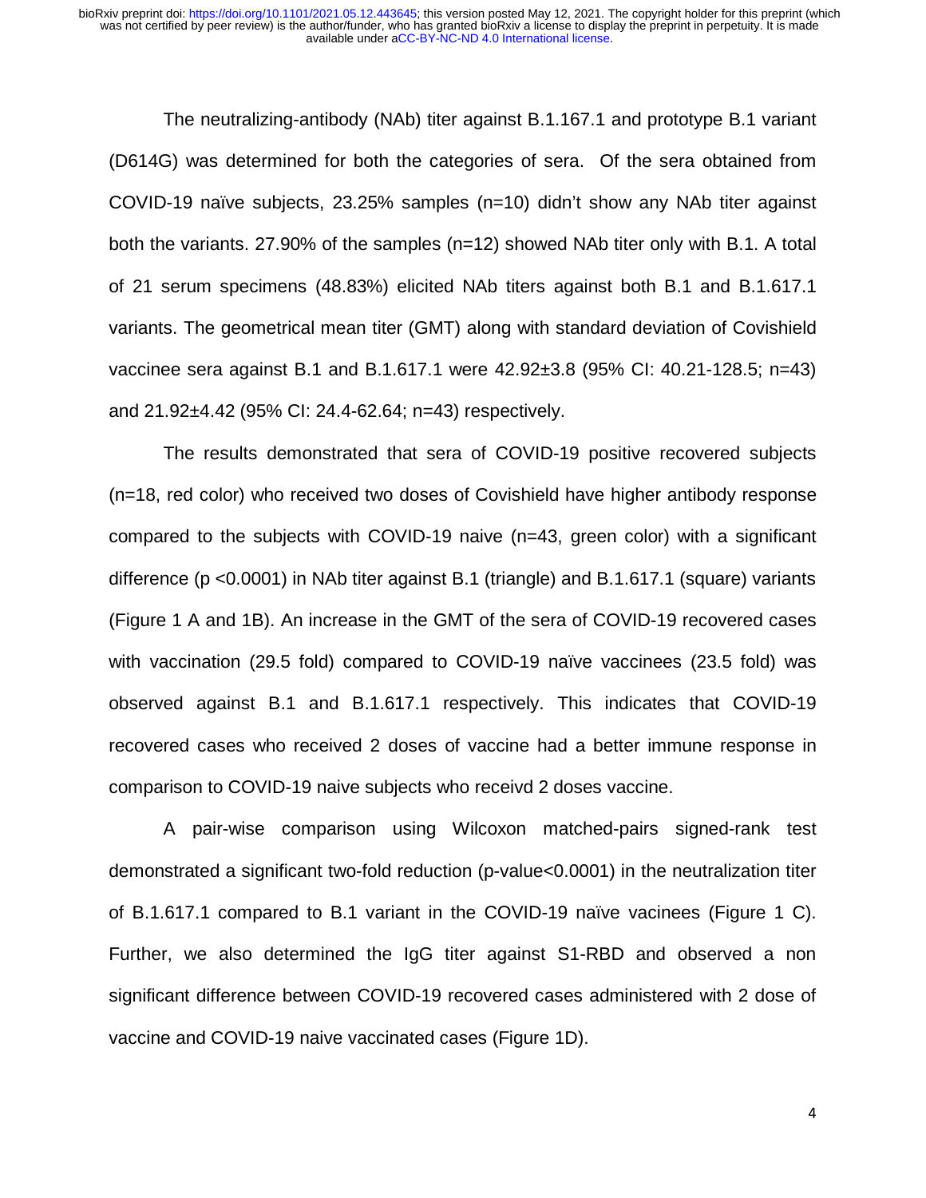The neutralizing-antibody (NAb) titer against B.1.167.1 and prototype B.1 variant (D614G) was determined for both the categories of sera. Of the sera obtained from COVID-19 naïve subjects, 23.25% samples (n=10) didn't show any NAb titer against both the variants. 27.90% of the samples (n=12) showed NAb titer only with B.1. A total of 21 serum specimens (48.83%) elicited NAb titers against both B.1 and B.1.617.1 variants. The geometrical mean titer (GMT) along with standard deviation of Covishield vaccinee sera against B.1 and B.1.617.1 were 42.92±3.8 (95% CI: 40.21-128.5; n=43) and 21.92±4.42 (95% CI: 24.4-62.64; n=43) respectively.

The results demonstrated that sera of COVID-19 positive recovered subjects (n=18, red color) who received two doses of Covishield have higher antibody response compared to the subjects with COVID-19 naive (n=43, green color) with a significant difference (p <0.0001) in NAb titer against B.1 (triangle) and B.1.617.1 (square) variants (Figure 1 A and 1B). An increase in the GMT of the sera of COVID-19 recovered cases with vaccination (29.5 fold) compared to COVID-19 naïve vaccinees (23.5 fold) was observed against B.1 and B.1.617.1 respectively. This indicates that COVID-19 recovered cases who received 2 doses of vaccine had a better immune response in comparison to COVID-19 naive subjects who receivd 2 doses vaccine.

A pair-wise comparison using Wilcoxon matched-pairs signed-rank test demonstrated a significant two-fold reduction (p-value<0.0001) in the neutralization titer of B.1.617.1 compared to B.1 variant in the COVID-19 naïve vacinees (Figure 1 C). Further, we also determined the IgG titer against S1-RBD and observed a non significant difference between COVID-19 recovered cases administered with 2 dose of vaccine and COVID-19 naive vaccinated cases (Figure 1D).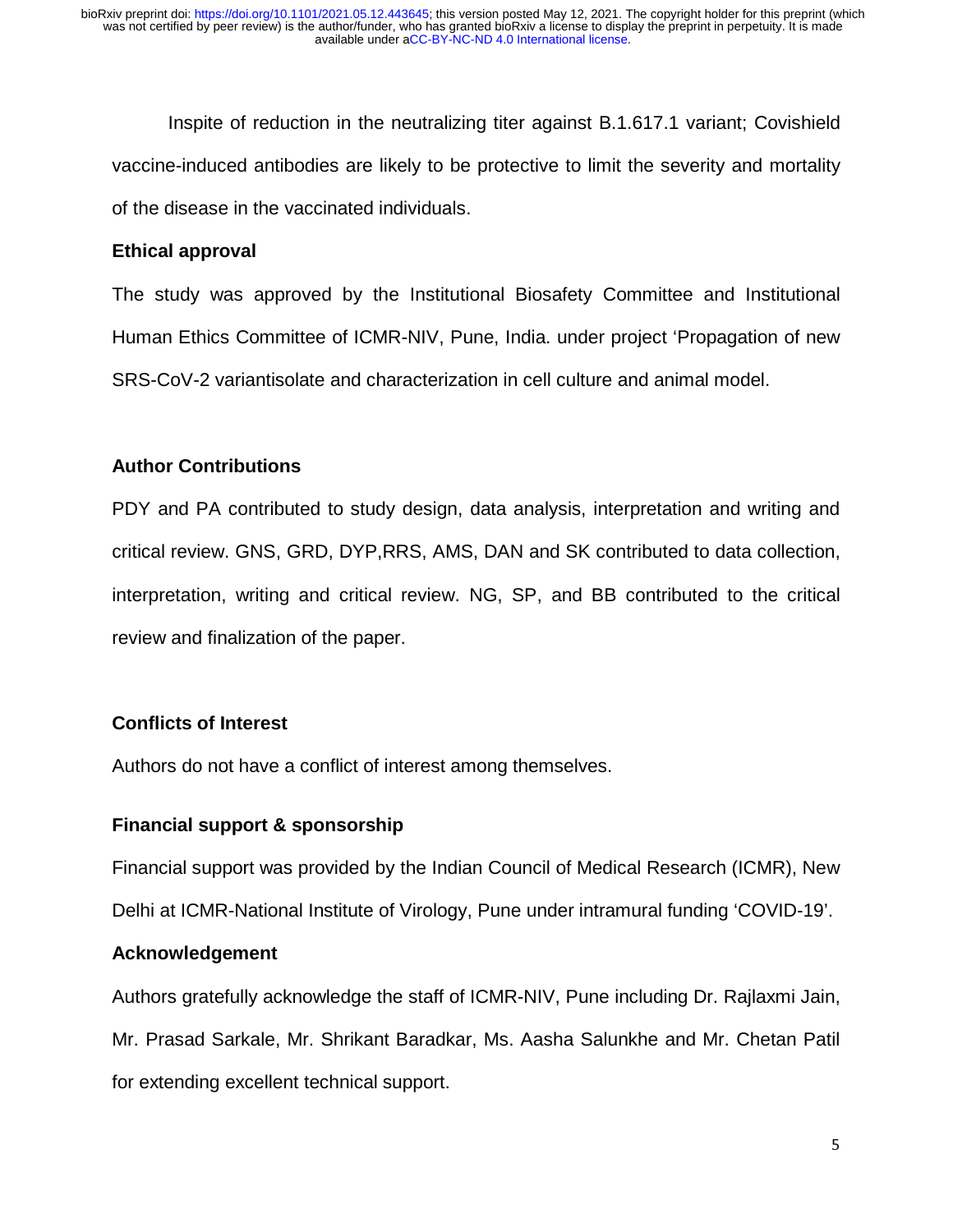Inspite of reduction in the neutralizing titer against B.1.617.1 variant; Covishield vaccine-induced antibodies are likely to be protective to limit the severity and mortality of the disease in the vaccinated individuals.

## Ethical approval

The study was approved by the Institutional Biosafety Committee and Institutional Human Ethics Committee of ICMR-NIV, Pune, India. under project 'Propagation of new SRS-CoV-2 variantisolate and characterization in cell culture and animal model.

## Author Contributions

PDY and PA contributed to study design, data analysis, interpretation and writing and critical review. GNS, GRD, DYP,RRS, AMS, DAN and SK contributed to data collection, interpretation, writing and critical review. NG, SP, and BB contributed to the critical review and finalization of the paper.

## Conflicts of Interest

Authors do not have a conflict of interest among themselves.

## Financial support & sponsorship

Financial support was provided by the Indian Council of Medical Research (ICMR), New Delhi at ICMR-National Institute of Virology, Pune under intramural funding 'COVID-19'.

## Acknowledgement

Authors gratefully acknowledge the staff of ICMR-NIV, Pune including Dr. Rajlaxmi Jain, Mr. Prasad Sarkale, Mr. Shrikant Baradkar, Ms. Aasha Salunkhe and Mr. Chetan Patil for extending excellent technical support.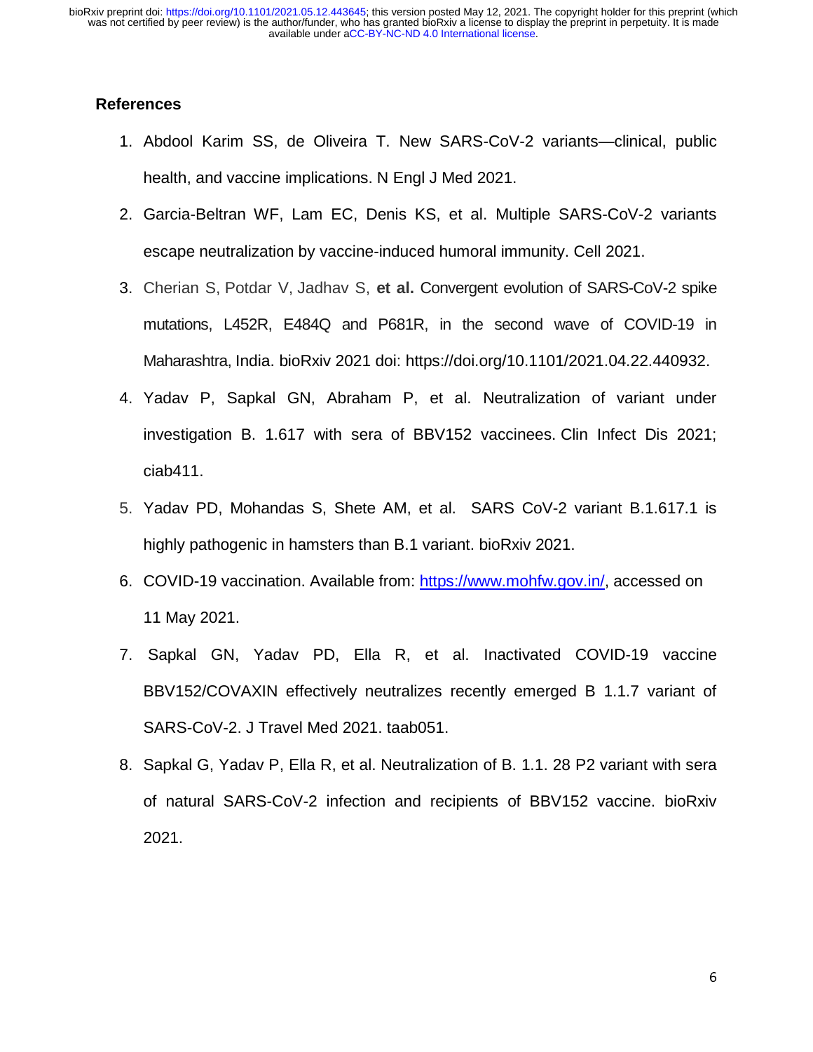## References

1. Abdool Karim SS, de Oliveira T. New SARS-CoV-2 variants—clinical, public health, and vaccine implications. N Engl J Med 2021.
2. Garcia-Beltran WF, Lam EC, Denis KS, et al. Multiple SARS-CoV-2 variants escape neutralization by vaccine-induced humoral immunity. Cell 2021.
3. Cherian S, Potdar V, Jadhav S, **et al.** Convergent evolution of SARS-CoV-2 spike mutations, L452R, E484Q and P681R, in the second wave of COVID-19 in Maharashtra, India. bioRxiv 2021 doi: https://doi.org/10.1101/2021.04.22.440932.
4. Yadav P, Sapkal GN, Abraham P, et al. Neutralization of variant under investigation B. 1.617 with sera of BBV152 vaccinees. Clin Infect Dis 2021; ciab411.
5. Yadav PD, Mohandas S, Shete AM, et al. SARS CoV-2 variant B.1.617.1 is highly pathogenic in hamsters than B.1 variant. bioRxiv 2021.
6. COVID-19 vaccination. Available from: https://www.mohfw.gov.in/, accessed on 11 May 2021.
7. Sapkal GN, Yadav PD, Ella R, et al. Inactivated COVID-19 vaccine BBV152/COVAXIN effectively neutralizes recently emerged B 1.1.7 variant of SARS-CoV-2. J Travel Med 2021. taab051.
8. Sapkal G, Yadav P, Ella R, et al. Neutralization of B. 1.1. 28 P2 variant with sera of natural SARS-CoV-2 infection and recipients of BBV152 vaccine. bioRxiv 2021.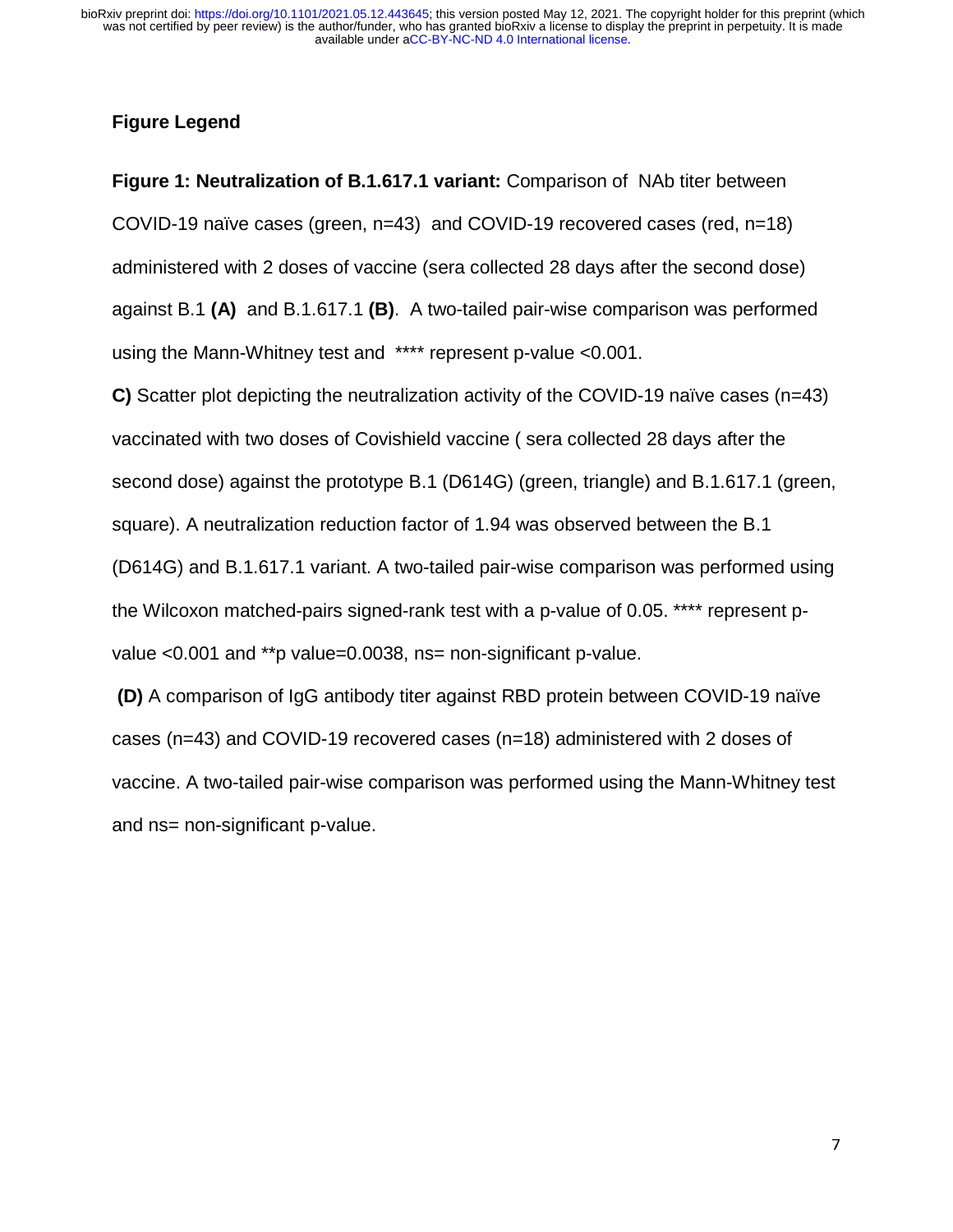## Figure Legend

**Figure 1: Neutralization of B.1.617.1 variant:** Comparison of NAb titer between COVID-19 naïve cases (green, n=43) and COVID-19 recovered cases (red, n=18) administered with 2 doses of vaccine (sera collected 28 days after the second dose) against B.1 **(A)** and B.1.617.1 **(B)**. A two-tailed pair-wise comparison was performed using the Mann-Whitney test and **** represent p-value <0.001.

**C)** Scatter plot depicting the neutralization activity of the COVID-19 naïve cases (n=43) vaccinated with two doses of Covishield vaccine ( sera collected 28 days after the second dose) against the prototype B.1 (D614G) (green, triangle) and B.1.617.1 (green, square). A neutralization reduction factor of 1.94 was observed between the B.1 (D614G) and B.1.617.1 variant. A two-tailed pair-wise comparison was performed using the Wilcoxon matched-pairs signed-rank test with a p-value of 0.05. **** represent p-value <0.001 and **p value=0.0038, ns= non-significant p-value.

**(D)** A comparison of IgG antibody titer against RBD protein between COVID-19 naïve cases (n=43) and COVID-19 recovered cases (n=18) administered with 2 doses of vaccine. A two-tailed pair-wise comparison was performed using the Mann-Whitney test and ns= non-significant p-value.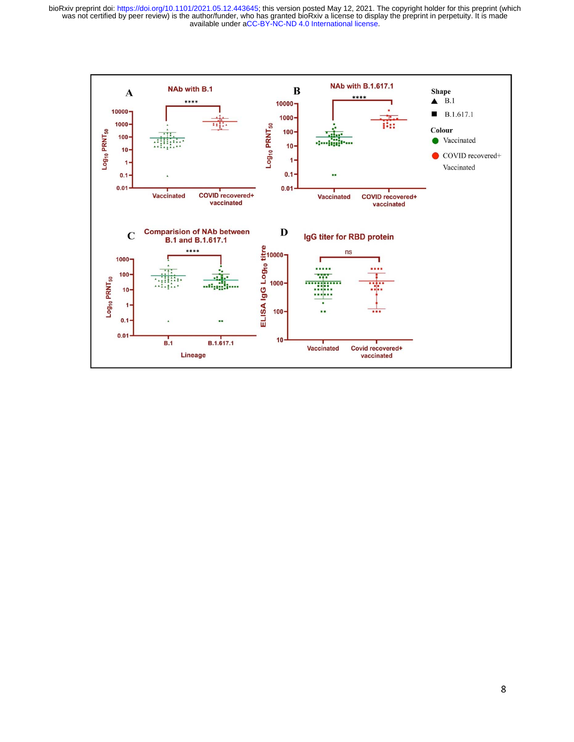A

NAb with B.1

****

10000
1000
100
10
1
0.1
0.01

$Log_{10}$ PRNT$_{50}$

Vaccinated

COVID recovered+ vaccinated

B

NAb with B.1.617.1

****

10000
1000
100
10
1
0.1
0.01

$Log_{10}$ PRNT$_{50}$

Vaccinated

COVID recovered+ vaccinated

Shape
▲ B.1
■ B.1.617.1

Colour
● Vaccinated
● COVID recovered+ Vaccinated

C

Comparision of NAb between B.1 and B.1.617.1

****

1000
100
10
1
0.1
0.01

$Log_{10}$ PRNT$_{50}$

B.1

B.1.617.1

Lineage

D

IgG titer for RBD protein

ns

10000
1000
100
10

ELISA IgG $Log_{10}$ titre

Vaccinated

Covid recovered+ vaccinated